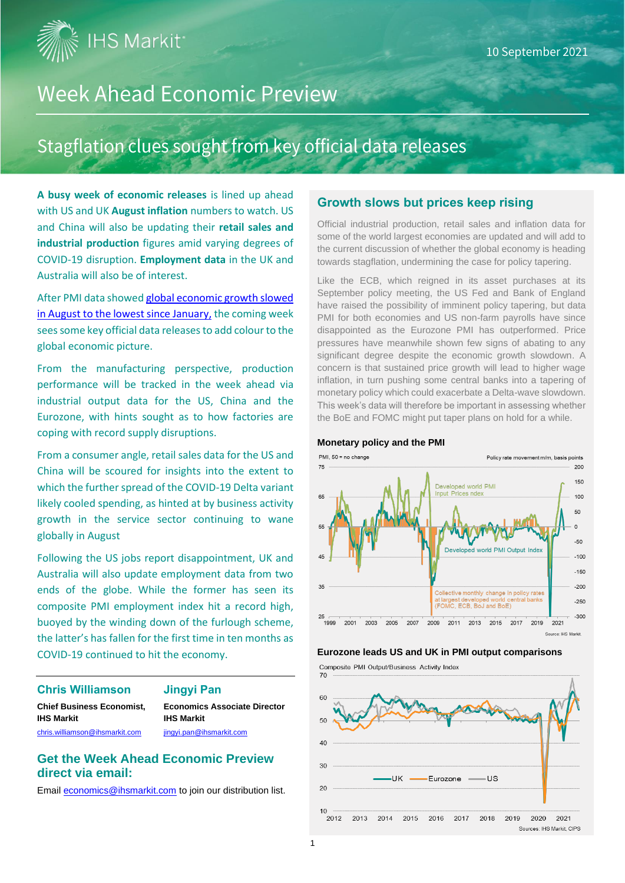IHS Markit

10 September 2021

# Week Ahead Economic Preview

## Stagflation clues sought from key official data releases

**A busy week of economic releases** is lined up ahead with US and UK **August inflation** numbers to watch. US and China will also be updating their **retail sales and industrial production** figures amid varying degrees of COVID-19 disruption. **Employment data** in the UK and Australia will also be of interest.

After PMI data showed global economic growth slowed in August to the lowest since January, the coming week sees some key official data releases to add colour to the global economic picture.

From the manufacturing perspective, production performance will be tracked in the week ahead via industrial output data for the US, China and the Eurozone, with hints sought as to how factories are coping with record supply disruptions.

From a consumer angle, retail sales data for the US and China will be scoured for insights into the extent to which the further spread of the COVID-19 Delta variant likely cooled spending, as hinted at by business activity growth in the service sector continuing to wane globally in August

Following the US jobs report disappointment, UK and Australia will also update employment data from two ends of the globe. While the former has seen its composite PMI employment index hit a record high, buoyed by the winding down of the furlough scheme, the latter's has fallen for the first time in ten months as COVID-19 continued to hit the economy.

**Chris Williamson**
**Chief Business Economist, IHS Markit**
chris.williamson@ihsmarkit.com

**Jingyi Pan**
**Economics Associate Director IHS Markit**
jingyi.pan@ihsmarkit.com

## Get the Week Ahead Economic Preview direct via email:

Email economics@ihsmarkit.com to join our distribution list.

## Growth slows but prices keep rising

Official industrial production, retail sales and inflation data for some of the world largest economies are updated and will add to the current discussion of whether the global economy is heading towards stagflation, undermining the case for policy tapering.

Like the ECB, which reigned in its asset purchases at its September policy meeting, the US Fed and Bank of England have raised the possibility of imminent policy tapering, but data PMI for both economies and US non-farm payrolls have since disappointed as the Eurozone PMI has outperformed. Price pressures have meanwhile shown few signs of abating to any significant degree despite the economic growth slowdown. A concern is that sustained price growth will lead to higher wage inflation, in turn pushing some central banks into a tapering of monetary policy which could exacerbate a Delta-wave slowdown. This week's data will therefore be important in assessing whether the BoE and FOMC might put taper plans on hold for a while.

**Monetary policy and the PMI**

PMI, 50 = no change; Policy rate movement m/m, basis points. Series: Developed world PMI Input Prices Index; Developed world PMI Output Index; Collective monthly change in policy rates at largest developed world central banks (FOMC, ECB, BoJ and BoE).

Source: IHS Markit.

**Eurozone leads US and UK in PMI output comparisons**

Composite PMI Output/Business Activity Index. Series: UK, Eurozone, US.

Sources: IHS Markit, CIPS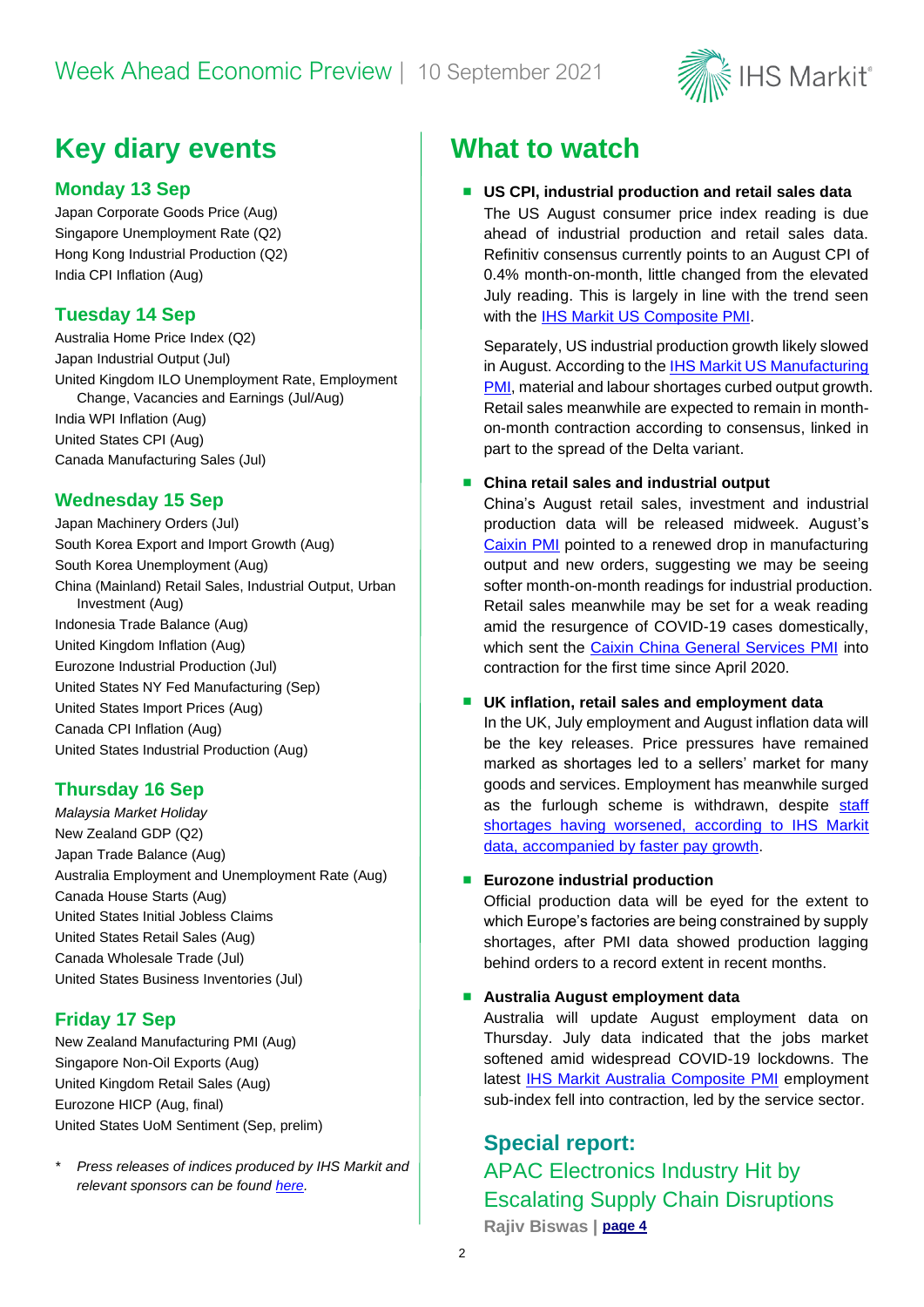# Key diary events

## Monday 13 Sep

Japan Corporate Goods Price (Aug)
Singapore Unemployment Rate (Q2)
Hong Kong Industrial Production (Q2)
India CPI Inflation (Aug)

## Tuesday 14 Sep

Australia Home Price Index (Q2)
Japan Industrial Output (Jul)
United Kingdom ILO Unemployment Rate, Employment Change, Vacancies and Earnings (Jul/Aug)
India WPI Inflation (Aug)
United States CPI (Aug)
Canada Manufacturing Sales (Jul)

## Wednesday 15 Sep

Japan Machinery Orders (Jul)
South Korea Export and Import Growth (Aug)
South Korea Unemployment (Aug)
China (Mainland) Retail Sales, Industrial Output, Urban Investment (Aug)
Indonesia Trade Balance (Aug)
United Kingdom Inflation (Aug)
Eurozone Industrial Production (Jul)
United States NY Fed Manufacturing (Sep)
United States Import Prices (Aug)
Canada CPI Inflation (Aug)
United States Industrial Production (Aug)

## Thursday 16 Sep

*Malaysia Market Holiday*
New Zealand GDP (Q2)
Japan Trade Balance (Aug)
Australia Employment and Unemployment Rate (Aug)
Canada House Starts (Aug)
United States Initial Jobless Claims
United States Retail Sales (Aug)
Canada Wholesale Trade (Jul)
United States Business Inventories (Jul)

## Friday 17 Sep

New Zealand Manufacturing PMI (Aug)
Singapore Non-Oil Exports (Aug)
United Kingdom Retail Sales (Aug)
Eurozone HICP (Aug, final)
United States UoM Sentiment (Sep, prelim)

\* *Press releases of indices produced by IHS Markit and relevant sponsors can be found here.*

# What to watch

- **US CPI, industrial production and retail sales data**
  The US August consumer price index reading is due ahead of industrial production and retail sales data. Refinitiv consensus currently points to an August CPI of 0.4% month-on-month, little changed from the elevated July reading. This is largely in line with the trend seen with the IHS Markit US Composite PMI.

  Separately, US industrial production growth likely slowed in August. According to the IHS Markit US Manufacturing PMI, material and labour shortages curbed output growth. Retail sales meanwhile are expected to remain in month-on-month contraction according to consensus, linked in part to the spread of the Delta variant.

- **China retail sales and industrial output**
  China's August retail sales, investment and industrial production data will be released midweek. August's Caixin PMI pointed to a renewed drop in manufacturing output and new orders, suggesting we may be seeing softer month-on-month readings for industrial production. Retail sales meanwhile may be set for a weak reading amid the resurgence of COVID-19 cases domestically, which sent the Caixin China General Services PMI into contraction for the first time since April 2020.

- **UK inflation, retail sales and employment data**
  In the UK, July employment and August inflation data will be the key releases. Price pressures have remained marked as shortages led to a sellers' market for many goods and services. Employment has meanwhile surged as the furlough scheme is withdrawn, despite staff shortages having worsened, according to IHS Markit data, accompanied by faster pay growth.

- **Eurozone industrial production**
  Official production data will be eyed for the extent to which Europe's factories are being constrained by supply shortages, after PMI data showed production lagging behind orders to a record extent in recent months.

- **Australia August employment data**
  Australia will update August employment data on Thursday. July data indicated that the jobs market softened amid widespread COVID-19 lockdowns. The latest IHS Markit Australia Composite PMI employment sub-index fell into contraction, led by the service sector.

## Special report:

### APAC Electronics Industry Hit by Escalating Supply Chain Disruptions

**Rajiv Biswas | page 4**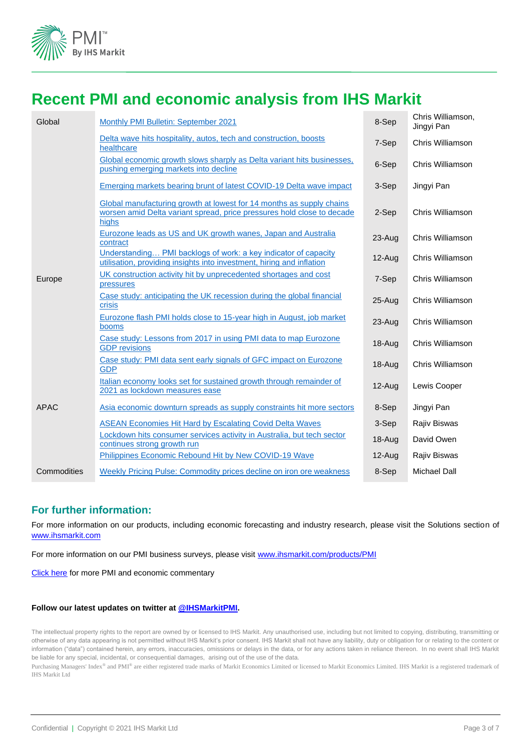# Recent PMI and economic analysis from IHS Markit

| Region | Title | Date | Author |
|---|---|---|---|
| Global | Monthly PMI Bulletin: September 2021 | 8-Sep | Chris Williamson, Jingyi Pan |
| | Delta wave hits hospitality, autos, tech and construction, boosts healthcare | 7-Sep | Chris Williamson |
| | Global economic growth slows sharply as Delta variant hits businesses, pushing emerging markets into decline | 6-Sep | Chris Williamson |
| | Emerging markets bearing brunt of latest COVID-19 Delta wave impact | 3-Sep | Jingyi Pan |
| | Global manufacturing growth at lowest for 14 months as supply chains worsen amid Delta variant spread, price pressures hold close to decade highs | 2-Sep | Chris Williamson |
| | Eurozone leads as US and UK growth wanes, Japan and Australia contract | 23-Aug | Chris Williamson |
| | Understanding… PMI backlogs of work: a key indicator of capacity utilisation, providing insights into investment, hiring and inflation | 12-Aug | Chris Williamson |
| Europe | UK construction activity hit by unprecedented shortages and cost pressures | 7-Sep | Chris Williamson |
| | Case study: anticipating the UK recession during the global financial crisis | 25-Aug | Chris Williamson |
| | Eurozone flash PMI holds close to 15-year high in August, job market booms | 23-Aug | Chris Williamson |
| | Case study: Lessons from 2017 in using PMI data to map Eurozone GDP revisions | 18-Aug | Chris Williamson |
| | Case study: PMI data sent early signals of GFC impact on Eurozone GDP | 18-Aug | Chris Williamson |
| | Italian economy looks set for sustained growth through remainder of 2021 as lockdown measures ease | 12-Aug | Lewis Cooper |
| APAC | Asia economic downturn spreads as supply constraints hit more sectors | 8-Sep | Jingyi Pan |
| | ASEAN Economies Hit Hard by Escalating Covid Delta Waves | 3-Sep | Rajiv Biswas |
| | Lockdown hits consumer services activity in Australia, but tech sector continues strong growth run | 18-Aug | David Owen |
| | Philippines Economic Rebound Hit by New COVID-19 Wave | 12-Aug | Rajiv Biswas |
| Commodities | Weekly Pricing Pulse: Commodity prices decline on iron ore weakness | 8-Sep | Michael Dall |

## For further information:

For more information on our products, including economic forecasting and industry research, please visit the Solutions section of www.ihsmarkit.com

For more information on our PMI business surveys, please visit www.ihsmarkit.com/products/PMI

Click here for more PMI and economic commentary

**Follow our latest updates on twitter at @IHSMarkitPMI.**

The intellectual property rights to the report are owned by or licensed to IHS Markit. Any unauthorised use, including but not limited to copying, distributing, transmitting or otherwise of any data appearing is not permitted without IHS Markit's prior consent. IHS Markit shall not have any liability, duty or obligation for or relating to the content or information ("data") contained herein, any errors, inaccuracies, omissions or delays in the data, or for any actions taken in reliance thereon. In no event shall IHS Markit be liable for any special, incidental, or consequential damages, arising out of the use of the data.

Purchasing Managers' Index® and PMI® are either registered trade marks of Markit Economics Limited or licensed to Markit Economics Limited. IHS Markit is a registered trademark of IHS Markit Ltd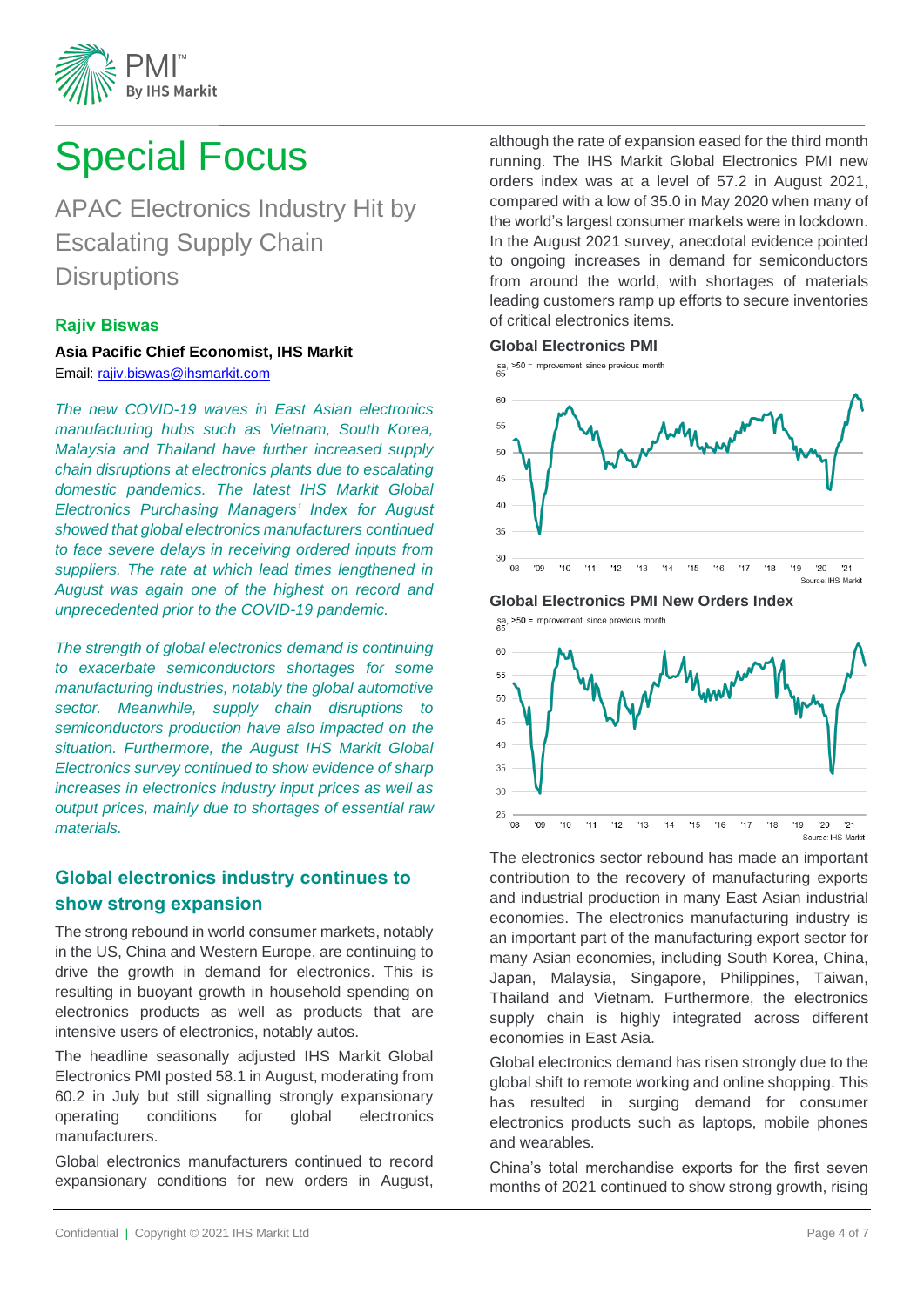# Special Focus

## APAC Electronics Industry Hit by Escalating Supply Chain Disruptions

**Rajiv Biswas**

**Asia Pacific Chief Economist, IHS Markit**

Email: rajiv.biswas@ihsmarkit.com

*The new COVID-19 waves in East Asian electronics manufacturing hubs such as Vietnam, South Korea, Malaysia and Thailand have further increased supply chain disruptions at electronics plants due to escalating domestic pandemics. The latest IHS Markit Global Electronics Purchasing Managers' Index for August showed that global electronics manufacturers continued to face severe delays in receiving ordered inputs from suppliers. The rate at which lead times lengthened in August was again one of the highest on record and unprecedented prior to the COVID-19 pandemic.*

*The strength of global electronics demand is continuing to exacerbate semiconductors shortages for some manufacturing industries, notably the global automotive sector. Meanwhile, supply chain disruptions to semiconductors production have also impacted on the situation. Furthermore, the August IHS Markit Global Electronics survey continued to show evidence of sharp increases in electronics industry input prices as well as output prices, mainly due to shortages of essential raw materials.*

### Global electronics industry continues to show strong expansion

The strong rebound in world consumer markets, notably in the US, China and Western Europe, are continuing to drive the growth in demand for electronics. This is resulting in buoyant growth in household spending on electronics products as well as products that are intensive users of electronics, notably autos.

The headline seasonally adjusted IHS Markit Global Electronics PMI posted 58.1 in August, moderating from 60.2 in July but still signalling strongly expansionary operating conditions for global electronics manufacturers.

Global electronics manufacturers continued to record expansionary conditions for new orders in August, although the rate of expansion eased for the third month running. The IHS Markit Global Electronics PMI new orders index was at a level of 57.2 in August 2021, compared with a low of 35.0 in May 2020 when many of the world's largest consumer markets were in lockdown. In the August 2021 survey, anecdotal evidence pointed to ongoing increases in demand for semiconductors from around the world, with shortages of materials leading customers ramp up efforts to secure inventories of critical electronics items.

**Global Electronics PMI**

sa, >50 = improvement since previous month

Source: IHS Markit

**Global Electronics PMI New Orders Index**

sa, >50 = improvement since previous month

Source: IHS Markit

The electronics sector rebound has made an important contribution to the recovery of manufacturing exports and industrial production in many East Asian industrial economies. The electronics manufacturing industry is an important part of the manufacturing export sector for many Asian economies, including South Korea, China, Japan, Malaysia, Singapore, Philippines, Taiwan, Thailand and Vietnam. Furthermore, the electronics supply chain is highly integrated across different economies in East Asia.

Global electronics demand has risen strongly due to the global shift to remote working and online shopping. This has resulted in surging demand for consumer electronics products such as laptops, mobile phones and wearables.

China's total merchandise exports for the first seven months of 2021 continued to show strong growth, rising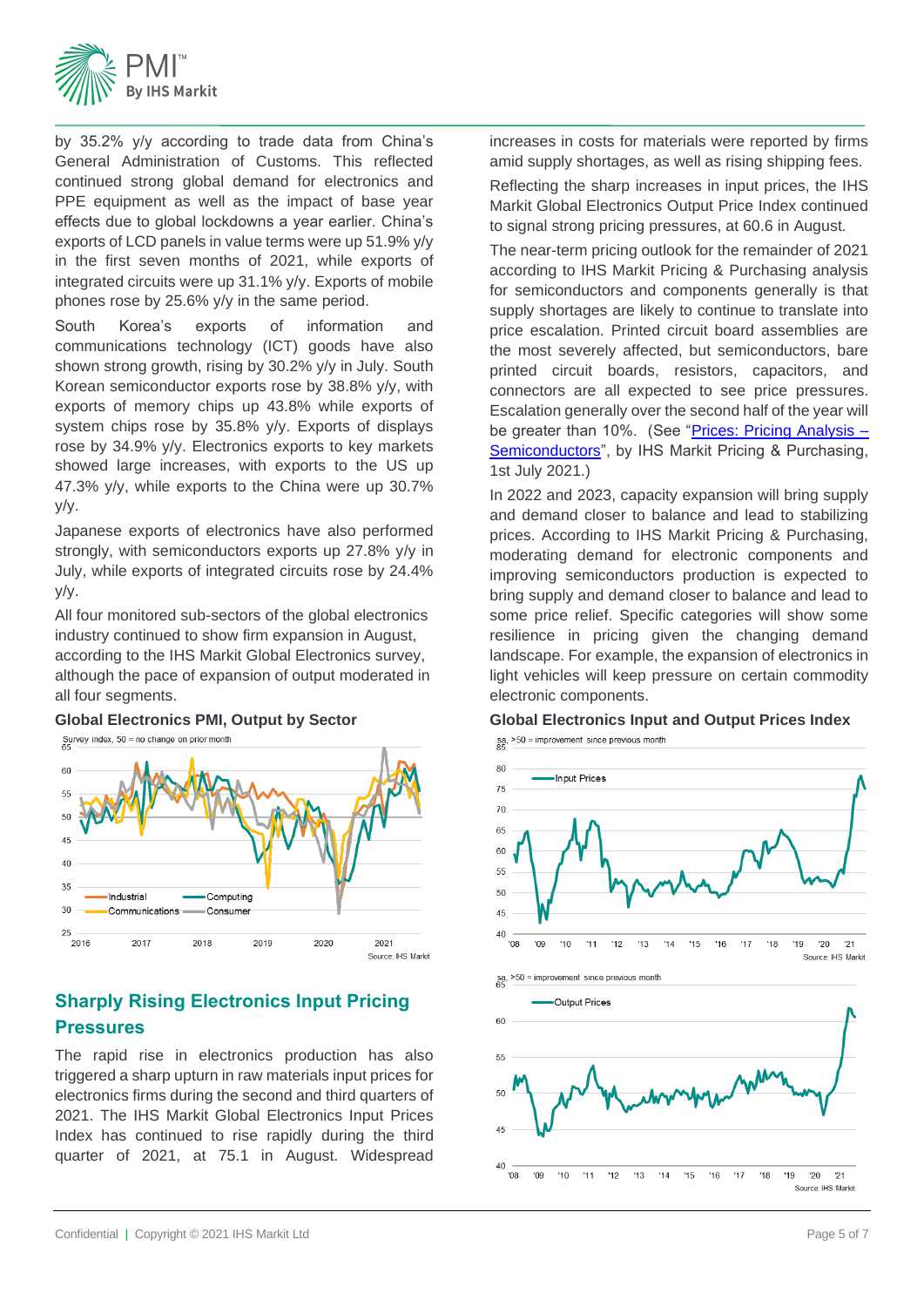by 35.2% y/y according to trade data from China's General Administration of Customs. This reflected continued strong global demand for electronics and PPE equipment as well as the impact of base year effects due to global lockdowns a year earlier. China's exports of LCD panels in value terms were up 51.9% y/y in the first seven months of 2021, while exports of integrated circuits were up 31.1% y/y. Exports of mobile phones rose by 25.6% y/y in the same period.

South Korea's exports of information and communications technology (ICT) goods have also shown strong growth, rising by 30.2% y/y in July. South Korean semiconductor exports rose by 38.8% y/y, with exports of memory chips up 43.8% while exports of system chips rose by 35.8% y/y. Exports of displays rose by 34.9% y/y. Electronics exports to key markets showed large increases, with exports to the US up 47.3% y/y, while exports to the China were up 30.7% y/y.

Japanese exports of electronics have also performed strongly, with semiconductors exports up 27.8% y/y in July, while exports of integrated circuits rose by 24.4% y/y.

All four monitored sub-sectors of the global electronics industry continued to show firm expansion in August, according to the IHS Markit Global Electronics survey, although the pace of expansion of output moderated in all four segments.

**Global Electronics PMI, Output by Sector**

## Sharply Rising Electronics Input Pricing Pressures

The rapid rise in electronics production has also triggered a sharp upturn in raw materials input prices for electronics firms during the second and third quarters of 2021. The IHS Markit Global Electronics Input Prices Index has continued to rise rapidly during the third quarter of 2021, at 75.1 in August. Widespread increases in costs for materials were reported by firms amid supply shortages, as well as rising shipping fees.

Reflecting the sharp increases in input prices, the IHS Markit Global Electronics Output Price Index continued to signal strong pricing pressures, at 60.6 in August.

The near-term pricing outlook for the remainder of 2021 according to IHS Markit Pricing & Purchasing analysis for semiconductors and components generally is that supply shortages are likely to continue to translate into price escalation. Printed circuit board assemblies are the most severely affected, but semiconductors, bare printed circuit boards, resistors, capacitors, and connectors are all expected to see price pressures. Escalation generally over the second half of the year will be greater than 10%. (See "Prices: Pricing Analysis – Semiconductors", by IHS Markit Pricing & Purchasing, 1st July 2021.)

In 2022 and 2023, capacity expansion will bring supply and demand closer to balance and lead to stabilizing prices. According to IHS Markit Pricing & Purchasing, moderating demand for electronic components and improving semiconductors production is expected to bring supply and demand closer to balance and lead to some price relief. Specific categories will show some resilience in pricing given the changing demand landscape. For example, the expansion of electronics in light vehicles will keep pressure on certain commodity electronic components.

**Global Electronics Input and Output Prices Index**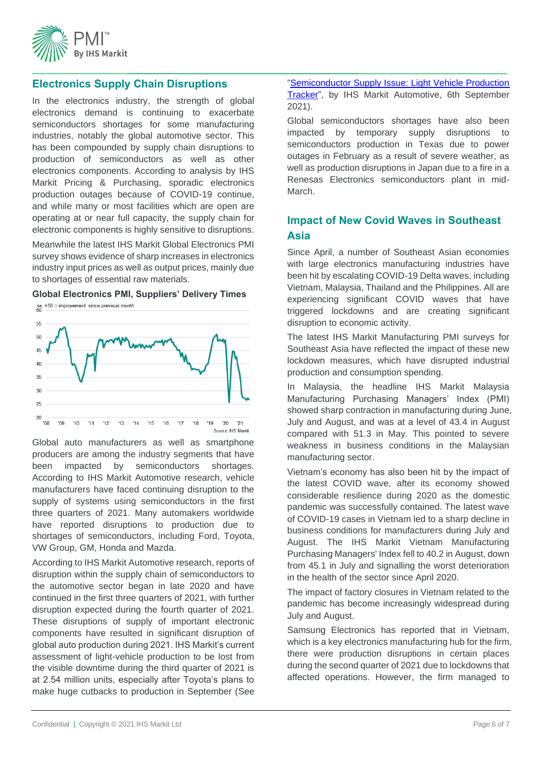## Electronics Supply Chain Disruptions

In the electronics industry, the strength of global electronics demand is continuing to exacerbate semiconductors shortages for some manufacturing industries, notably the global automotive sector. This has been compounded by supply chain disruptions to production of semiconductors as well as other electronics components. According to analysis by IHS Markit Pricing & Purchasing, sporadic electronics production outages because of COVID-19 continue, and while many or most facilities which are open are operating at or near full capacity, the supply chain for electronic components is highly sensitive to disruptions.

Meanwhile the latest IHS Markit Global Electronics PMI survey shows evidence of sharp increases in electronics industry input prices as well as output prices, mainly due to shortages of essential raw materials.

**Global Electronics PMI, Suppliers' Delivery Times**

sa, >50 = improvement since previous month

Source: IHS Markit

Global auto manufacturers as well as smartphone producers are among the industry segments that have been impacted by semiconductors shortages. According to IHS Markit Automotive research, vehicle manufacturers have faced continuing disruption to the supply of systems using semiconductors in the first three quarters of 2021. Many automakers worldwide have reported disruptions to production due to shortages of semiconductors, including Ford, Toyota, VW Group, GM, Honda and Mazda.

According to IHS Markit Automotive research, reports of disruption within the supply chain of semiconductors to the automotive sector began in late 2020 and have continued in the first three quarters of 2021, with further disruption expected during the fourth quarter of 2021. These disruptions of supply of important electronic components have resulted in significant disruption of global auto production during 2021. IHS Markit's current assessment of light-vehicle production to be lost from the visible downtime during the third quarter of 2021 is at 2.54 million units, especially after Toyota's plans to make huge cutbacks to production in September (See "Semiconductor Supply Issue: Light Vehicle Production Tracker", by IHS Markit Automotive, 6th September 2021).

Global semiconductors shortages have also been impacted by temporary supply disruptions to semiconductors production in Texas due to power outages in February as a result of severe weather, as well as production disruptions in Japan due to a fire in a Renesas Electronics semiconductors plant in mid-March.

## Impact of New Covid Waves in Southeast Asia

Since April, a number of Southeast Asian economies with large electronics manufacturing industries have been hit by escalating COVID-19 Delta waves, including Vietnam, Malaysia, Thailand and the Philippines. All are experiencing significant COVID waves that have triggered lockdowns and are creating significant disruption to economic activity.

The latest IHS Markit Manufacturing PMI surveys for Southeast Asia have reflected the impact of these new lockdown measures, which have disrupted industrial production and consumption spending.

In Malaysia, the headline IHS Markit Malaysia Manufacturing Purchasing Managers' Index (PMI) showed sharp contraction in manufacturing during June, July and August, and was at a level of 43.4 in August compared with 51.3 in May. This pointed to severe weakness in business conditions in the Malaysian manufacturing sector.

Vietnam's economy has also been hit by the impact of the latest COVID wave, after its economy showed considerable resilience during 2020 as the domestic pandemic was successfully contained. The latest wave of COVID-19 cases in Vietnam led to a sharp decline in business conditions for manufacturers during July and August. The IHS Markit Vietnam Manufacturing Purchasing Managers' Index fell to 40.2 in August, down from 45.1 in July and signalling the worst deterioration in the health of the sector since April 2020.

The impact of factory closures in Vietnam related to the pandemic has become increasingly widespread during July and August.

Samsung Electronics has reported that in Vietnam, which is a key electronics manufacturing hub for the firm, there were production disruptions in certain places during the second quarter of 2021 due to lockdowns that affected operations. However, the firm managed to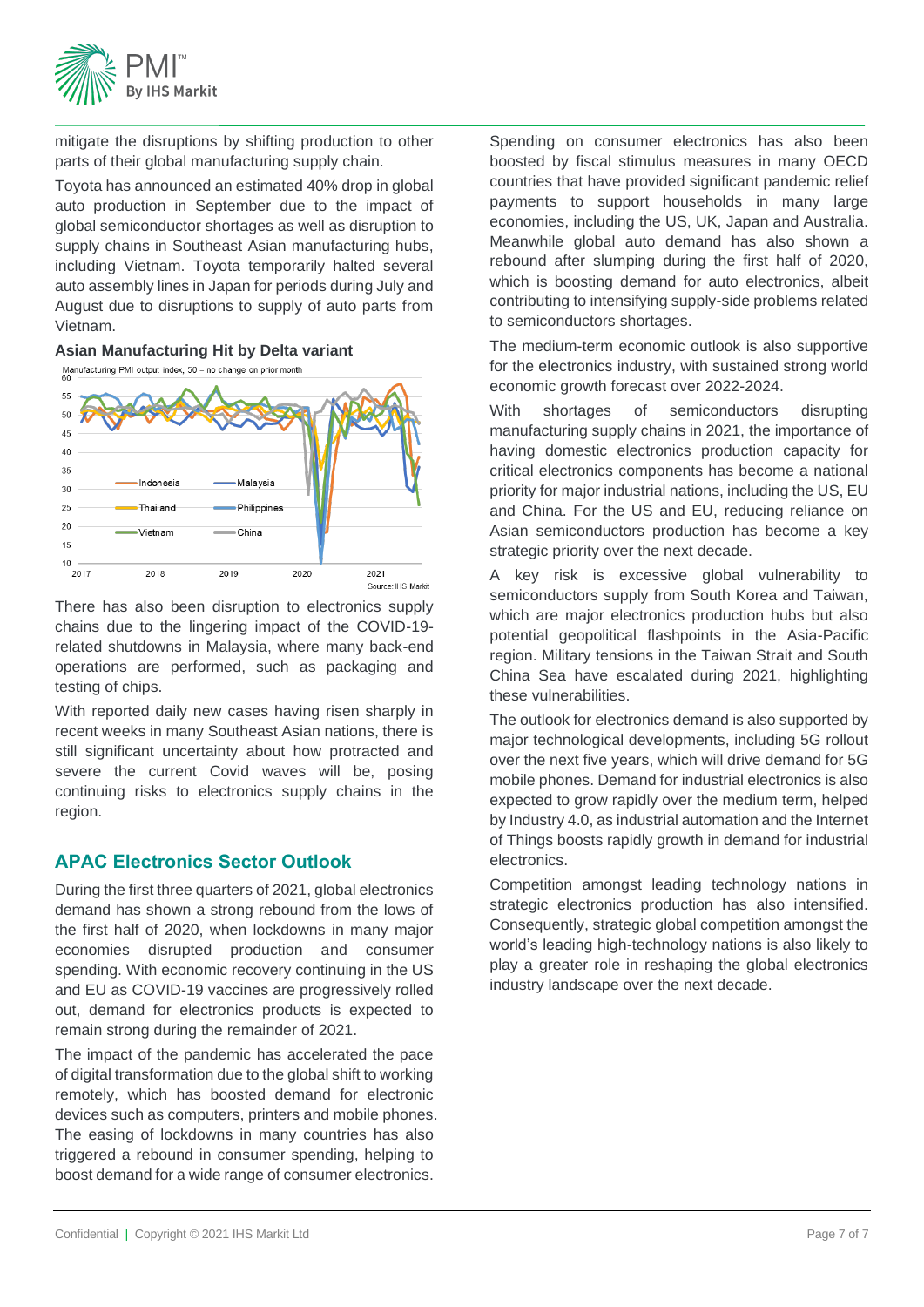mitigate the disruptions by shifting production to other parts of their global manufacturing supply chain.

Toyota has announced an estimated 40% drop in global auto production in September due to the impact of global semiconductor shortages as well as disruption to supply chains in Southeast Asian manufacturing hubs, including Vietnam. Toyota temporarily halted several auto assembly lines in Japan for periods during July and August due to disruptions to supply of auto parts from Vietnam.

**Asian Manufacturing Hit by Delta variant**

Manufacturing PMI output index, 50 = no change on prior month

60
55
50
45
40
35
30
25
20
15
10

2017
2018
2019
2020
2021

Indonesia
Malaysia
Thailand
Philippines
Vietnam
China

Source: IHS Markit

There has also been disruption to electronics supply chains due to the lingering impact of the COVID-19-related shutdowns in Malaysia, where many back-end operations are performed, such as packaging and testing of chips.

With reported daily new cases having risen sharply in recent weeks in many Southeast Asian nations, there is still significant uncertainty about how protracted and severe the current Covid waves will be, posing continuing risks to electronics supply chains in the region.

## APAC Electronics Sector Outlook

During the first three quarters of 2021, global electronics demand has shown a strong rebound from the lows of the first half of 2020, when lockdowns in many major economies disrupted production and consumer spending. With economic recovery continuing in the US and EU as COVID-19 vaccines are progressively rolled out, demand for electronics products is expected to remain strong during the remainder of 2021.

The impact of the pandemic has accelerated the pace of digital transformation due to the global shift to working remotely, which has boosted demand for electronic devices such as computers, printers and mobile phones. The easing of lockdowns in many countries has also triggered a rebound in consumer spending, helping to boost demand for a wide range of consumer electronics.

Spending on consumer electronics has also been boosted by fiscal stimulus measures in many OECD countries that have provided significant pandemic relief payments to support households in many large economies, including the US, UK, Japan and Australia. Meanwhile global auto demand has also shown a rebound after slumping during the first half of 2020, which is boosting demand for auto electronics, albeit contributing to intensifying supply-side problems related to semiconductors shortages.

The medium-term economic outlook is also supportive for the electronics industry, with sustained strong world economic growth forecast over 2022-2024.

With shortages of semiconductors disrupting manufacturing supply chains in 2021, the importance of having domestic electronics production capacity for critical electronics components has become a national priority for major industrial nations, including the US, EU and China. For the US and EU, reducing reliance on Asian semiconductors production has become a key strategic priority over the next decade.

A key risk is excessive global vulnerability to semiconductors supply from South Korea and Taiwan, which are major electronics production hubs but also potential geopolitical flashpoints in the Asia-Pacific region. Military tensions in the Taiwan Strait and South China Sea have escalated during 2021, highlighting these vulnerabilities.

The outlook for electronics demand is also supported by major technological developments, including 5G rollout over the next five years, which will drive demand for 5G mobile phones. Demand for industrial electronics is also expected to grow rapidly over the medium term, helped by Industry 4.0, as industrial automation and the Internet of Things boosts rapidly growth in demand for industrial electronics.

Competition amongst leading technology nations in strategic electronics production has also intensified. Consequently, strategic global competition amongst the world's leading high-technology nations is also likely to play a greater role in reshaping the global electronics industry landscape over the next decade.